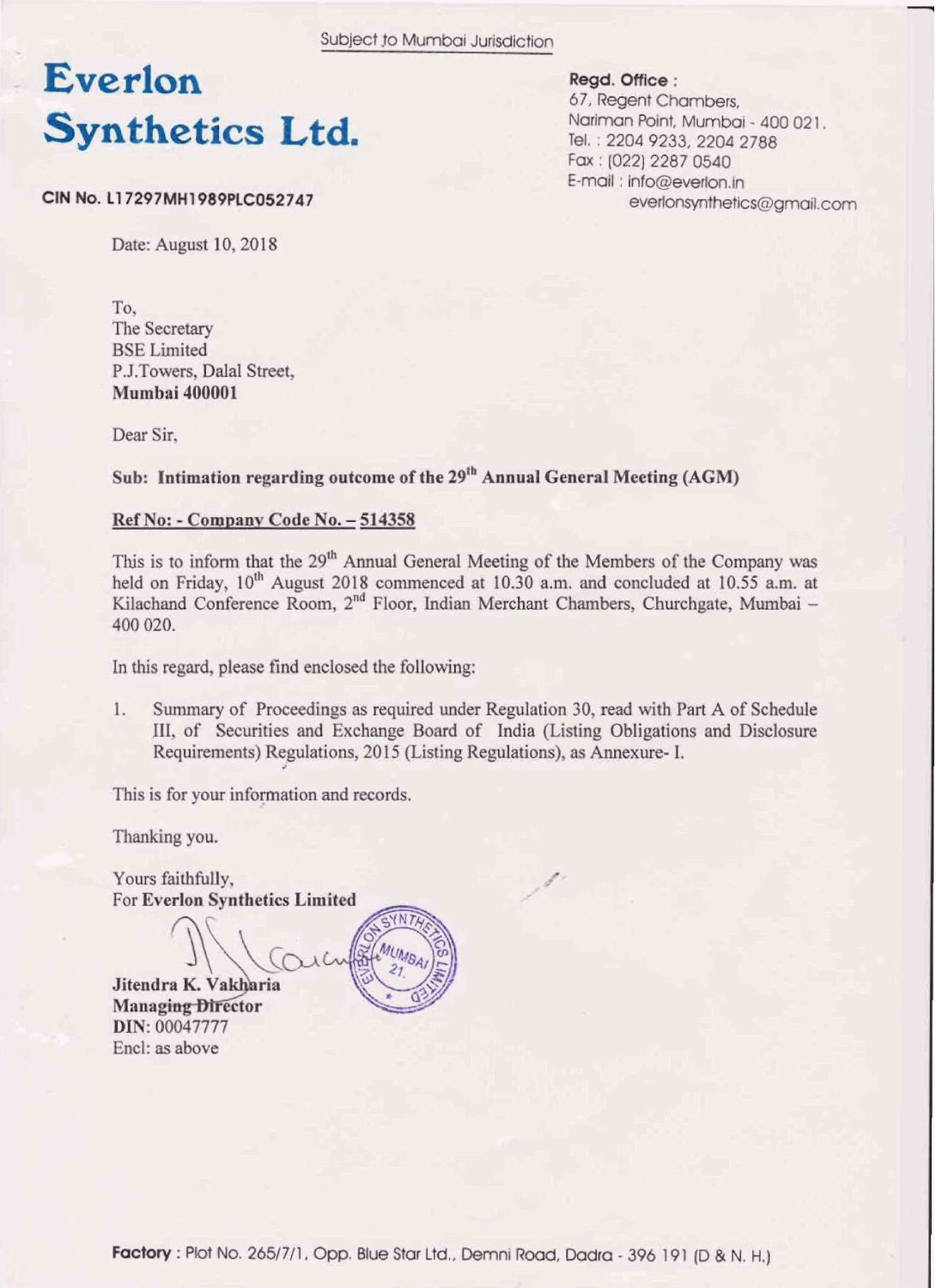Subject to Mumbai Jurisdiction

# Everlon Synthetics Ltd.

**CIN No. L17297MH1989PLC052747**

**Regd. Office :**
67, Regent Chambers,
Nariman Point, Mumbai - 400 021.
Tel. : 2204 9233, 2204 2788
Fax : (022) 2287 0540
E-mail : info@everlon.in
everlonsynthetics@gmail.com

Date: August 10, 2018

To,
The Secretary
BSE Limited
P.J.Towers, Dalal Street,
**Mumbai 400001**

Dear Sir,

**Sub: Intimation regarding outcome of the 29th Annual General Meeting (AGM)**

**Ref No: - Company Code No. – 514358**

This is to inform that the 29th Annual General Meeting of the Members of the Company was held on Friday, 10th August 2018 commenced at 10.30 a.m. and concluded at 10.55 a.m. at Kilachand Conference Room, 2nd Floor, Indian Merchant Chambers, Churchgate, Mumbai – 400 020.

In this regard, please find enclosed the following:

1. Summary of Proceedings as required under Regulation 30, read with Part A of Schedule III, of Securities and Exchange Board of India (Listing Obligations and Disclosure Requirements) Regulations, 2015 (Listing Regulations), as Annexure- I.

This is for your information and records.

Thanking you.

Yours faithfully,
For **Everlon Synthetics Limited**

**Jitendra K. Vakharia**
**Managing Director**
**DIN**: 00047777
Encl: as above

**Factory** : Plot No. 265/7/1, Opp. Blue Star Ltd., Demni Road, Dadra - 396 191 (D & N. H.)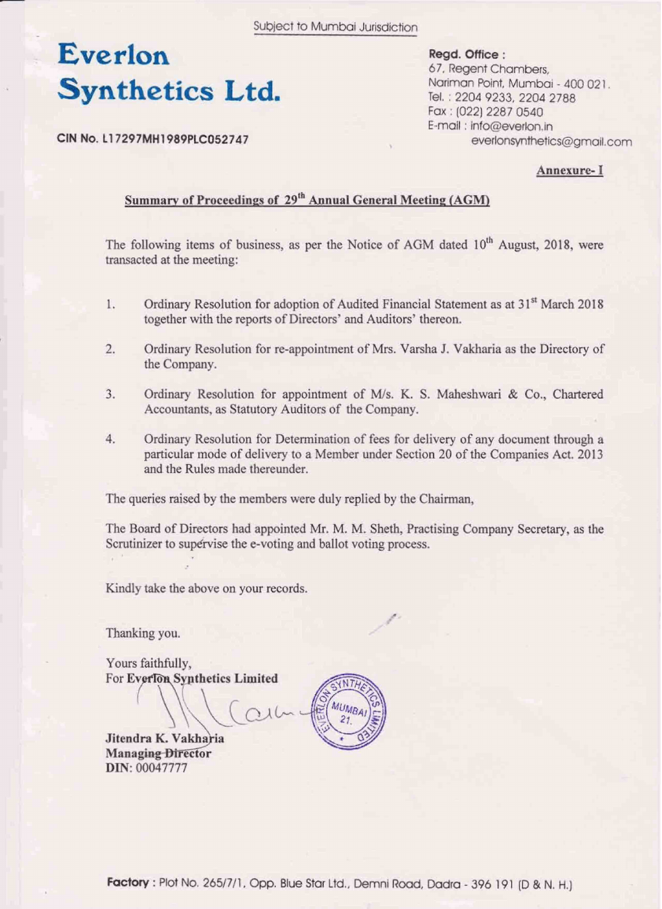Subject to Mumbai Jurisdiction

# Everlon Synthetics Ltd.

CIN No. L17297MH1989PLC052747

**Regd. Office :**
67, Regent Chambers,
Nariman Point, Mumbai - 400 021.
Tel. : 2204 9233, 2204 2788
Fax : (022) 2287 0540
E-mail : info@everlon.in
everlonsynthetics@gmail.com

**Annexure- I**

**Summary of Proceedings of 29th Annual General Meeting (AGM)**

The following items of business, as per the Notice of AGM dated 10th August, 2018, were transacted at the meeting:

1. Ordinary Resolution for adoption of Audited Financial Statement as at 31st March 2018 together with the reports of Directors' and Auditors' thereon.

2. Ordinary Resolution for re-appointment of Mrs. Varsha J. Vakharia as the Directory of the Company.

3. Ordinary Resolution for appointment of M/s. K. S. Maheshwari & Co., Chartered Accountants, as Statutory Auditors of the Company.

4. Ordinary Resolution for Determination of fees for delivery of any document through a particular mode of delivery to a Member under Section 20 of the Companies Act. 2013 and the Rules made thereunder.

The queries raised by the members were duly replied by the Chairman,

The Board of Directors had appointed Mr. M. M. Sheth, Practising Company Secretary, as the Scrutinizer to supervise the e-voting and ballot voting process.

Kindly take the above on your records.

Thanking you.

Yours faithfully,
For **Everlon Synthetics Limited**

**Jitendra K. Vakharia**
**Managing Director**
**DIN**: 00047777

**Factory** : Plot No. 265/7/1, Opp. Blue Star Ltd., Demni Road, Dadra - 396 191 (D & N. H.)